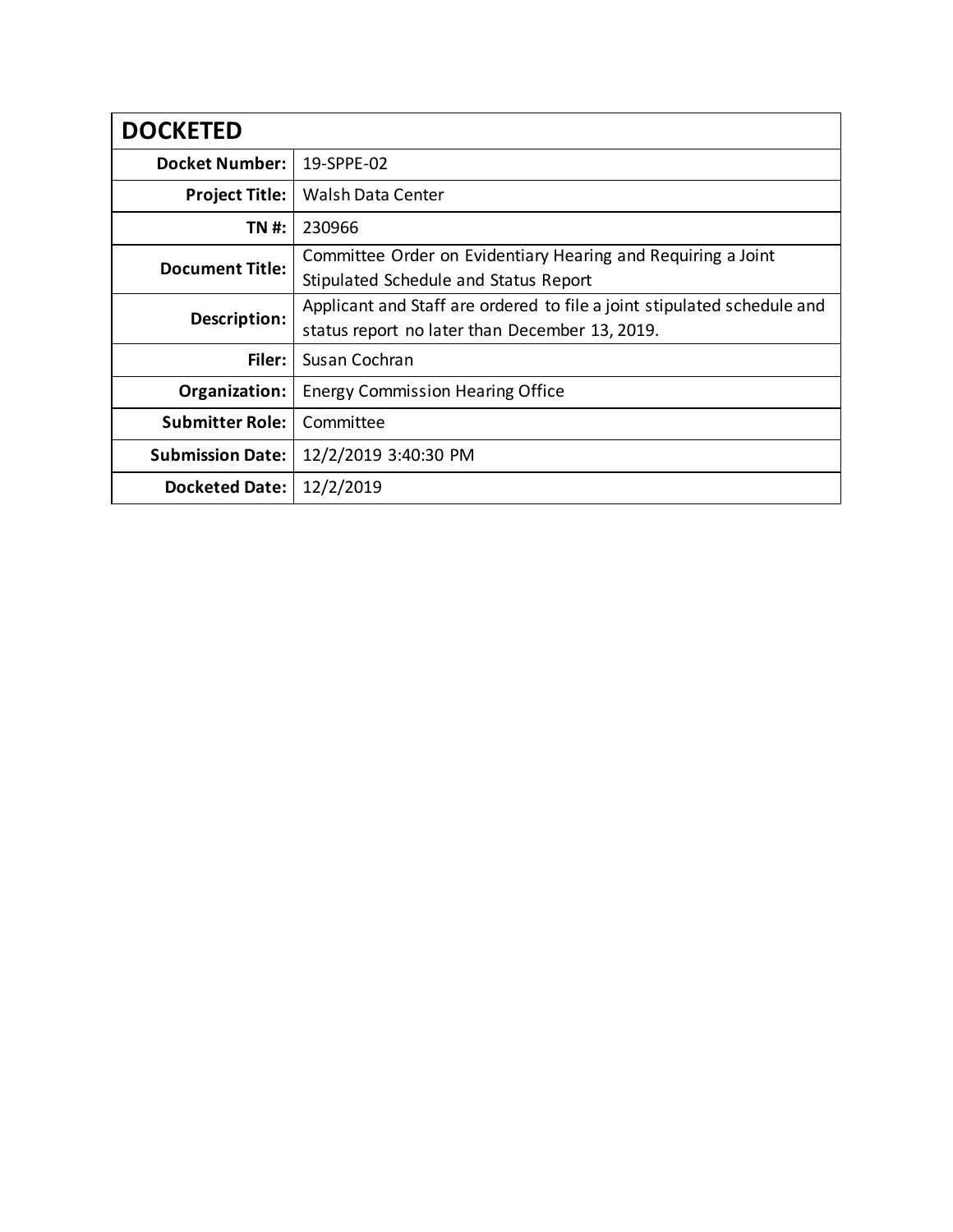| DOCKETED | |
|---|---|
| **Docket Number:** | 19-SPPE-02 |
| **Project Title:** | Walsh Data Center |
| **TN #:** | 230966 |
| **Document Title:** | Committee Order on Evidentiary Hearing and Requiring a Joint Stipulated Schedule and Status Report |
| **Description:** | Applicant and Staff are ordered to file a joint stipulated schedule and status report no later than December 13, 2019. |
| **Filer:** | Susan Cochran |
| **Organization:** | Energy Commission Hearing Office |
| **Submitter Role:** | Committee |
| **Submission Date:** | 12/2/2019 3:40:30 PM |
| **Docketed Date:** | 12/2/2019 |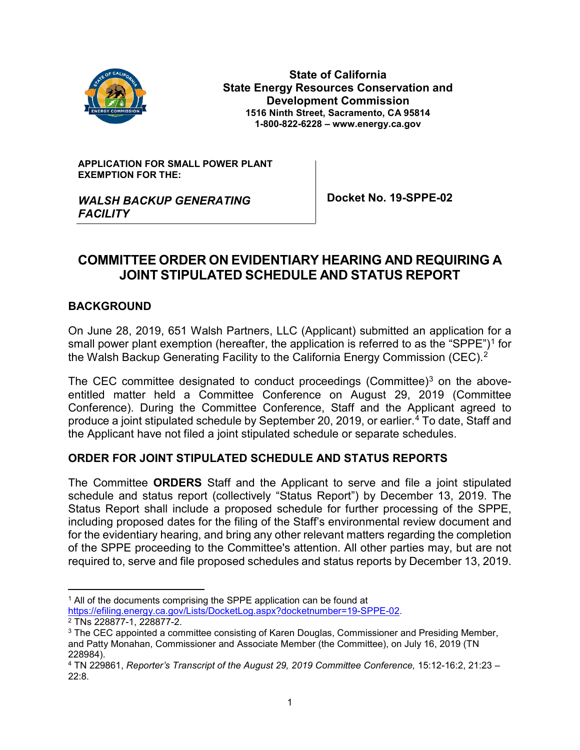State of California
State Energy Resources Conservation and Development Commission
1516 Ninth Street, Sacramento, CA 95814
1-800-822-6228 – www.energy.ca.gov

| APPLICATION FOR SMALL POWER PLANT EXEMPTION FOR THE: *WALSH BACKUP GENERATING FACILITY* | Docket No. 19-SPPE-02 |
| --- | --- |

# COMMITTEE ORDER ON EVIDENTIARY HEARING AND REQUIRING A JOINT STIPULATED SCHEDULE AND STATUS REPORT

## BACKGROUND

On June 28, 2019, 651 Walsh Partners, LLC (Applicant) submitted an application for a small power plant exemption (hereafter, the application is referred to as the "SPPE")[1] for the Walsh Backup Generating Facility to the California Energy Commission (CEC).[2]

The CEC committee designated to conduct proceedings (Committee)[3] on the above-entitled matter held a Committee Conference on August 29, 2019 (Committee Conference). During the Committee Conference, Staff and the Applicant agreed to produce a joint stipulated schedule by September 20, 2019, or earlier.[4] To date, Staff and the Applicant have not filed a joint stipulated schedule or separate schedules.

## ORDER FOR JOINT STIPULATED SCHEDULE AND STATUS REPORTS

The Committee **ORDERS** Staff and the Applicant to serve and file a joint stipulated schedule and status report (collectively "Status Report") by December 13, 2019. The Status Report shall include a proposed schedule for further processing of the SPPE, including proposed dates for the filing of the Staff's environmental review document and for the evidentiary hearing, and bring any other relevant matters regarding the completion of the SPPE proceeding to the Committee's attention. All other parties may, but are not required to, serve and file proposed schedules and status reports by December 13, 2019.

---

[1] All of the documents comprising the SPPE application can be found at https://efiling.energy.ca.gov/Lists/DocketLog.aspx?docketnumber=19-SPPE-02.

[2] TNs 228877-1, 228877-2.

[3] The CEC appointed a committee consisting of Karen Douglas, Commissioner and Presiding Member, and Patty Monahan, Commissioner and Associate Member (the Committee), on July 16, 2019 (TN 228984).

[4] TN 229861, *Reporter's Transcript of the August 29, 2019 Committee Conference,* 15:12-16:2, 21:23 – 22:8.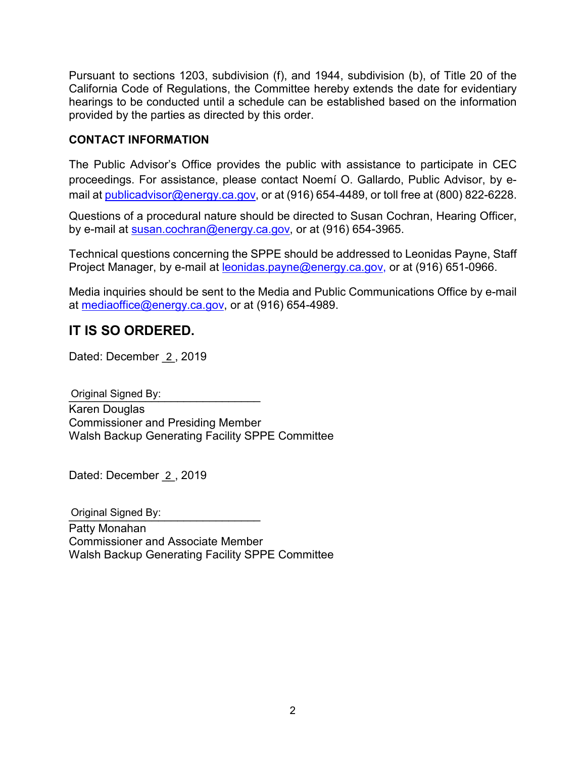Pursuant to sections 1203, subdivision (f), and 1944, subdivision (b), of Title 20 of the California Code of Regulations, the Committee hereby extends the date for evidentiary hearings to be conducted until a schedule can be established based on the information provided by the parties as directed by this order.

**CONTACT INFORMATION**

The Public Advisor's Office provides the public with assistance to participate in CEC proceedings. For assistance, please contact Noemí O. Gallardo, Public Advisor, by e-mail at publicadvisor@energy.ca.gov, or at (916) 654-4489, or toll free at (800) 822-6228.

Questions of a procedural nature should be directed to Susan Cochran, Hearing Officer, by e-mail at susan.cochran@energy.ca.gov, or at (916) 654-3965.

Technical questions concerning the SPPE should be addressed to Leonidas Payne, Staff Project Manager, by e-mail at leonidas.payne@energy.ca.gov, or at (916) 651-0966.

Media inquiries should be sent to the Media and Public Communications Office by e-mail at mediaoffice@energy.ca.gov, or at (916) 654-4989.

## IT IS SO ORDERED.

Dated: December 2, 2019

Original Signed By:
Karen Douglas
Commissioner and Presiding Member
Walsh Backup Generating Facility SPPE Committee

Dated: December 2, 2019

Original Signed By:
Patty Monahan
Commissioner and Associate Member
Walsh Backup Generating Facility SPPE Committee